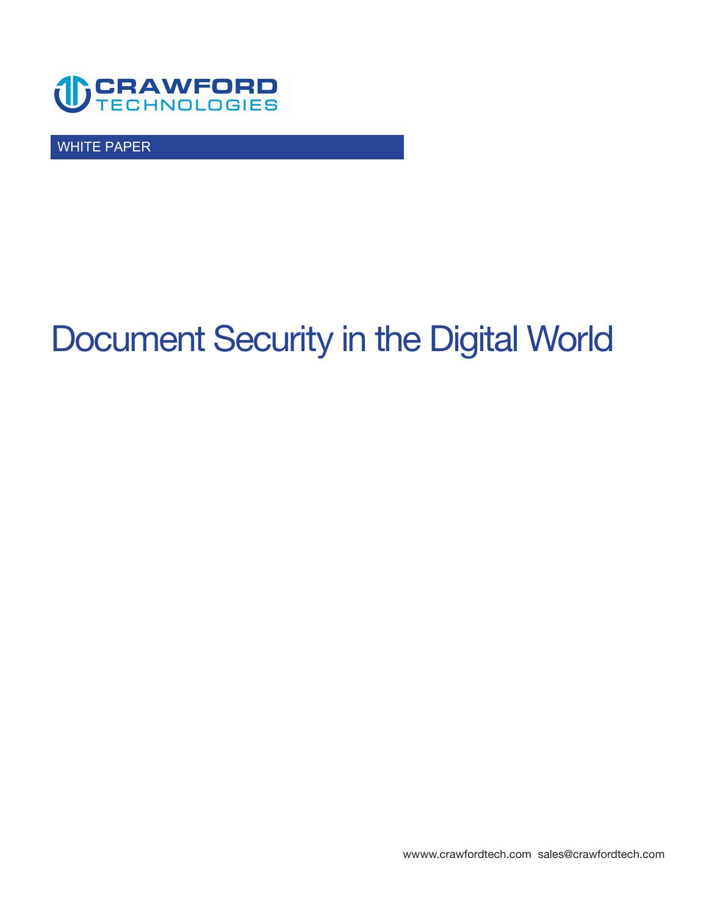CRAWFORD TECHNOLOGIES

WHITE PAPER

# Document Security in the Digital World

wwww.crawfordtech.com sales@crawfordtech.com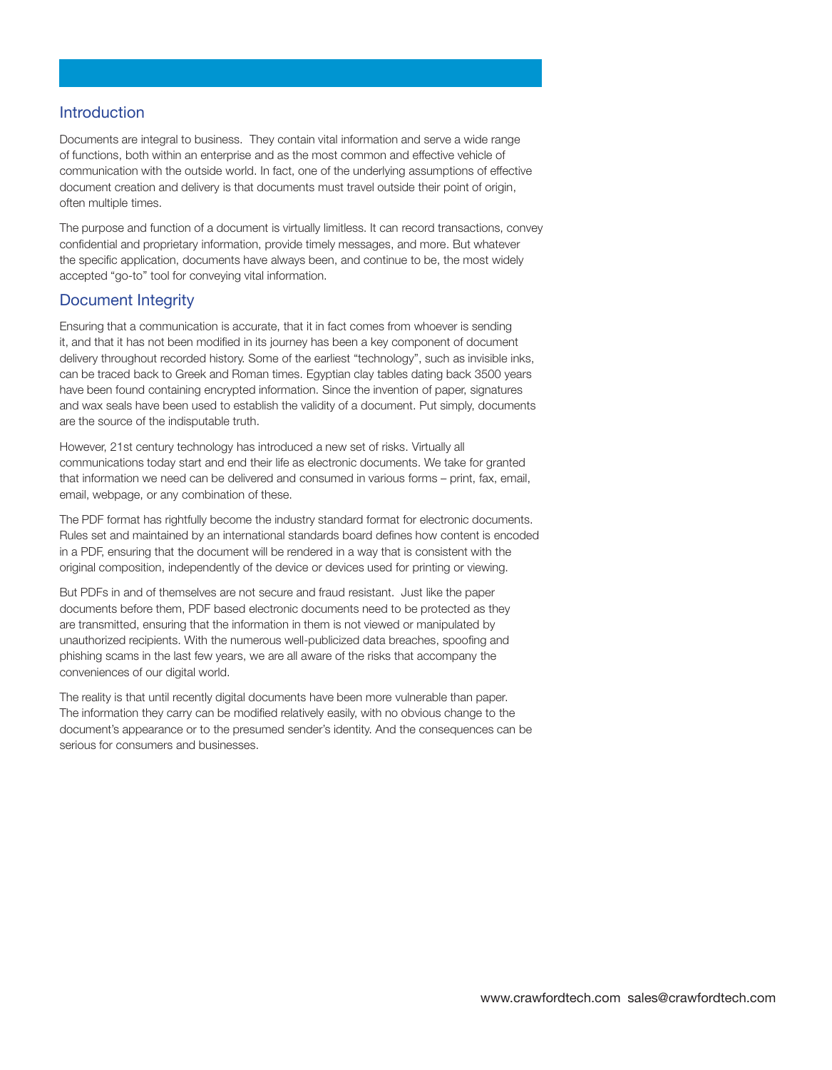## Introduction

Documents are integral to business. They contain vital information and serve a wide range of functions, both within an enterprise and as the most common and effective vehicle of communication with the outside world. In fact, one of the underlying assumptions of effective document creation and delivery is that documents must travel outside their point of origin, often multiple times.

The purpose and function of a document is virtually limitless. It can record transactions, convey confidential and proprietary information, provide timely messages, and more. But whatever the specific application, documents have always been, and continue to be, the most widely accepted "go-to" tool for conveying vital information.

## Document Integrity

Ensuring that a communication is accurate, that it in fact comes from whoever is sending it, and that it has not been modified in its journey has been a key component of document delivery throughout recorded history. Some of the earliest "technology", such as invisible inks, can be traced back to Greek and Roman times. Egyptian clay tables dating back 3500 years have been found containing encrypted information. Since the invention of paper, signatures and wax seals have been used to establish the validity of a document. Put simply, documents are the source of the indisputable truth.

However, 21st century technology has introduced a new set of risks. Virtually all communications today start and end their life as electronic documents. We take for granted that information we need can be delivered and consumed in various forms – print, fax, email, email, webpage, or any combination of these.

The PDF format has rightfully become the industry standard format for electronic documents. Rules set and maintained by an international standards board defines how content is encoded in a PDF, ensuring that the document will be rendered in a way that is consistent with the original composition, independently of the device or devices used for printing or viewing.

But PDFs in and of themselves are not secure and fraud resistant. Just like the paper documents before them, PDF based electronic documents need to be protected as they are transmitted, ensuring that the information in them is not viewed or manipulated by unauthorized recipients. With the numerous well-publicized data breaches, spoofing and phishing scams in the last few years, we are all aware of the risks that accompany the conveniences of our digital world.

The reality is that until recently digital documents have been more vulnerable than paper. The information they carry can be modified relatively easily, with no obvious change to the document's appearance or to the presumed sender's identity. And the consequences can be serious for consumers and businesses.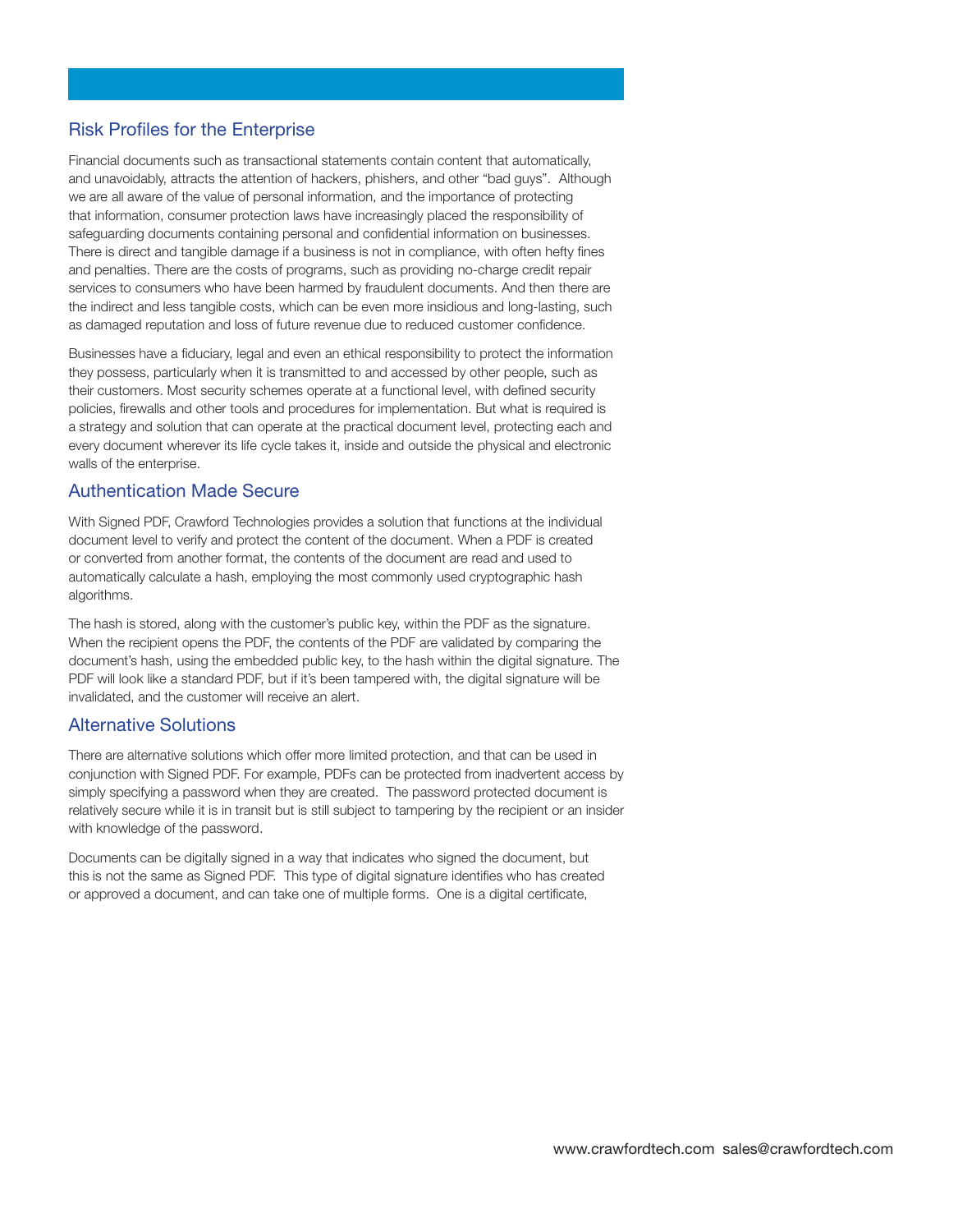## Risk Profiles for the Enterprise

Financial documents such as transactional statements contain content that automatically, and unavoidably, attracts the attention of hackers, phishers, and other "bad guys". Although we are all aware of the value of personal information, and the importance of protecting that information, consumer protection laws have increasingly placed the responsibility of safeguarding documents containing personal and confidential information on businesses. There is direct and tangible damage if a business is not in compliance, with often hefty fines and penalties. There are the costs of programs, such as providing no-charge credit repair services to consumers who have been harmed by fraudulent documents. And then there are the indirect and less tangible costs, which can be even more insidious and long-lasting, such as damaged reputation and loss of future revenue due to reduced customer confidence.

Businesses have a fiduciary, legal and even an ethical responsibility to protect the information they possess, particularly when it is transmitted to and accessed by other people, such as their customers. Most security schemes operate at a functional level, with defined security policies, firewalls and other tools and procedures for implementation. But what is required is a strategy and solution that can operate at the practical document level, protecting each and every document wherever its life cycle takes it, inside and outside the physical and electronic walls of the enterprise.

## Authentication Made Secure

With Signed PDF, Crawford Technologies provides a solution that functions at the individual document level to verify and protect the content of the document. When a PDF is created or converted from another format, the contents of the document are read and used to automatically calculate a hash, employing the most commonly used cryptographic hash algorithms.

The hash is stored, along with the customer's public key, within the PDF as the signature. When the recipient opens the PDF, the contents of the PDF are validated by comparing the document's hash, using the embedded public key, to the hash within the digital signature. The PDF will look like a standard PDF, but if it's been tampered with, the digital signature will be invalidated, and the customer will receive an alert.

## Alternative Solutions

There are alternative solutions which offer more limited protection, and that can be used in conjunction with Signed PDF. For example, PDFs can be protected from inadvertent access by simply specifying a password when they are created. The password protected document is relatively secure while it is in transit but is still subject to tampering by the recipient or an insider with knowledge of the password.

Documents can be digitally signed in a way that indicates who signed the document, but this is not the same as Signed PDF. This type of digital signature identifies who has created or approved a document, and can take one of multiple forms. One is a digital certificate,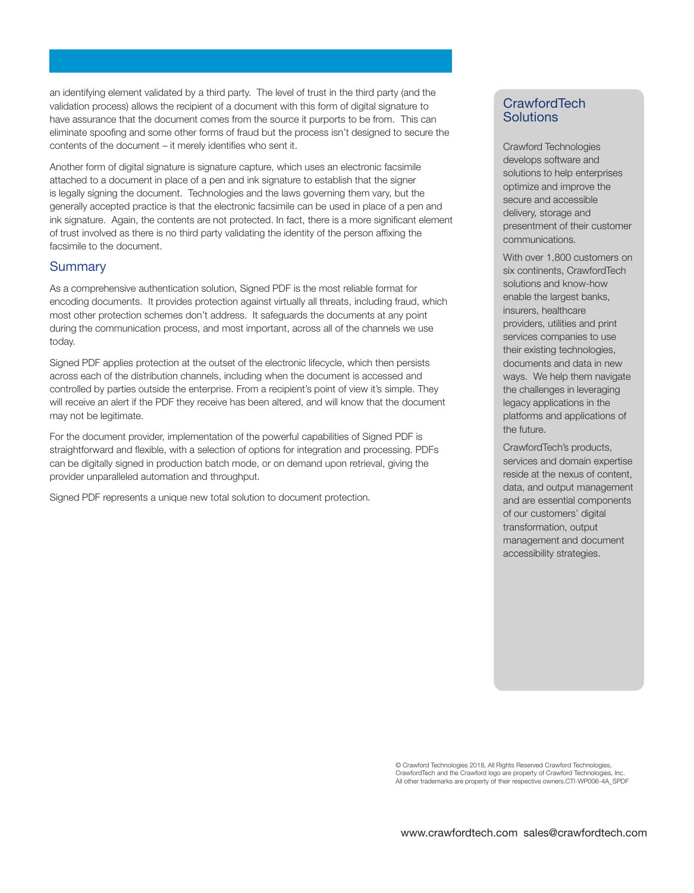an identifying element validated by a third party. The level of trust in the third party (and the validation process) allows the recipient of a document with this form of digital signature to have assurance that the document comes from the source it purports to be from. This can eliminate spoofing and some other forms of fraud but the process isn't designed to secure the contents of the document – it merely identifies who sent it.

Another form of digital signature is signature capture, which uses an electronic facsimile attached to a document in place of a pen and ink signature to establish that the signer is legally signing the document. Technologies and the laws governing them vary, but the generally accepted practice is that the electronic facsimile can be used in place of a pen and ink signature. Again, the contents are not protected. In fact, there is a more significant element of trust involved as there is no third party validating the identity of the person affixing the facsimile to the document.

## Summary

As a comprehensive authentication solution, Signed PDF is the most reliable format for encoding documents. It provides protection against virtually all threats, including fraud, which most other protection schemes don't address. It safeguards the documents at any point during the communication process, and most important, across all of the channels we use today.

Signed PDF applies protection at the outset of the electronic lifecycle, which then persists across each of the distribution channels, including when the document is accessed and controlled by parties outside the enterprise. From a recipient's point of view it's simple. They will receive an alert if the PDF they receive has been altered, and will know that the document may not be legitimate.

For the document provider, implementation of the powerful capabilities of Signed PDF is straightforward and flexible, with a selection of options for integration and processing. PDFs can be digitally signed in production batch mode, or on demand upon retrieval, giving the provider unparalleled automation and throughput.

Signed PDF represents a unique new total solution to document protection.

## CrawfordTech Solutions

Crawford Technologies develops software and solutions to help enterprises optimize and improve the secure and accessible delivery, storage and presentment of their customer communications.

With over 1,800 customers on six continents, CrawfordTech solutions and know-how enable the largest banks, insurers, healthcare providers, utilities and print services companies to use their existing technologies, documents and data in new ways. We help them navigate the challenges in leveraging legacy applications in the platforms and applications of the future.

CrawfordTech's products, services and domain expertise reside at the nexus of content, data, and output management and are essential components of our customers' digital transformation, output management and document accessibility strategies.

© Crawford Technologies 2018, All Rights Reserved Crawford Technologies, CrawfordTech and the Crawford logo are property of Crawford Technologies, Inc. All other trademarks are property of their respective owners.CTI-WP006-4A_SPDF

www.crawfordtech.com sales@crawfordtech.com